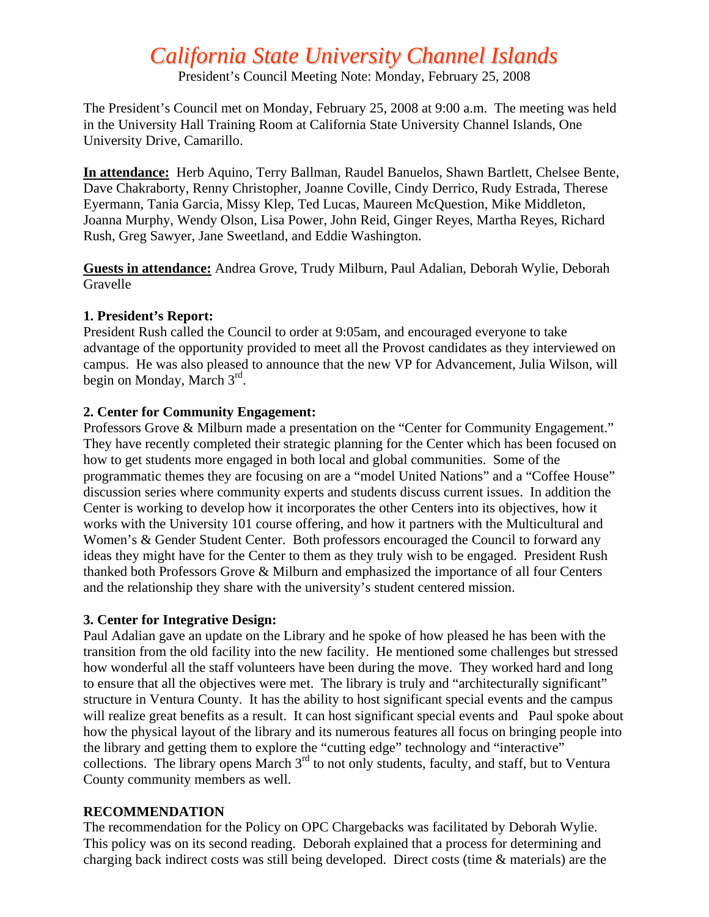# *California State University Channel Islands*

President's Council Meeting Note: Monday, February 25, 2008

The President's Council met on Monday, February 25, 2008 at 9:00 a.m. The meeting was held in the University Hall Training Room at California State University Channel Islands, One University Drive, Camarillo.

**In attendance:** Herb Aquino, Terry Ballman, Raudel Banuelos, Shawn Bartlett, Chelsee Bente, Dave Chakraborty, Renny Christopher, Joanne Coville, Cindy Derrico, Rudy Estrada, Therese Eyermann, Tania Garcia, Missy Klep, Ted Lucas, Maureen McQuestion, Mike Middleton, Joanna Murphy, Wendy Olson, Lisa Power, John Reid, Ginger Reyes, Martha Reyes, Richard Rush, Greg Sawyer, Jane Sweetland, and Eddie Washington.

**Guests in attendance:** Andrea Grove, Trudy Milburn, Paul Adalian, Deborah Wylie, Deborah Gravelle

### 1. President's Report:

President Rush called the Council to order at 9:05am, and encouraged everyone to take advantage of the opportunity provided to meet all the Provost candidates as they interviewed on campus. He was also pleased to announce that the new VP for Advancement, Julia Wilson, will begin on Monday, March 3rd.

### 2. Center for Community Engagement:

Professors Grove & Milburn made a presentation on the "Center for Community Engagement." They have recently completed their strategic planning for the Center which has been focused on how to get students more engaged in both local and global communities. Some of the programmatic themes they are focusing on are a "model United Nations" and a "Coffee House" discussion series where community experts and students discuss current issues. In addition the Center is working to develop how it incorporates the other Centers into its objectives, how it works with the University 101 course offering, and how it partners with the Multicultural and Women's & Gender Student Center. Both professors encouraged the Council to forward any ideas they might have for the Center to them as they truly wish to be engaged. President Rush thanked both Professors Grove & Milburn and emphasized the importance of all four Centers and the relationship they share with the university's student centered mission.

### 3. Center for Integrative Design:

Paul Adalian gave an update on the Library and he spoke of how pleased he has been with the transition from the old facility into the new facility. He mentioned some challenges but stressed how wonderful all the staff volunteers have been during the move. They worked hard and long to ensure that all the objectives were met. The library is truly and "architecturally significant" structure in Ventura County. It has the ability to host significant special events and the campus will realize great benefits as a result. It can host significant special events and Paul spoke about how the physical layout of the library and its numerous features all focus on bringing people into the library and getting them to explore the "cutting edge" technology and "interactive" collections. The library opens March 3rd to not only students, faculty, and staff, but to Ventura County community members as well.

### RECOMMENDATION

The recommendation for the Policy on OPC Chargebacks was facilitated by Deborah Wylie. This policy was on its second reading. Deborah explained that a process for determining and charging back indirect costs was still being developed. Direct costs (time & materials) are the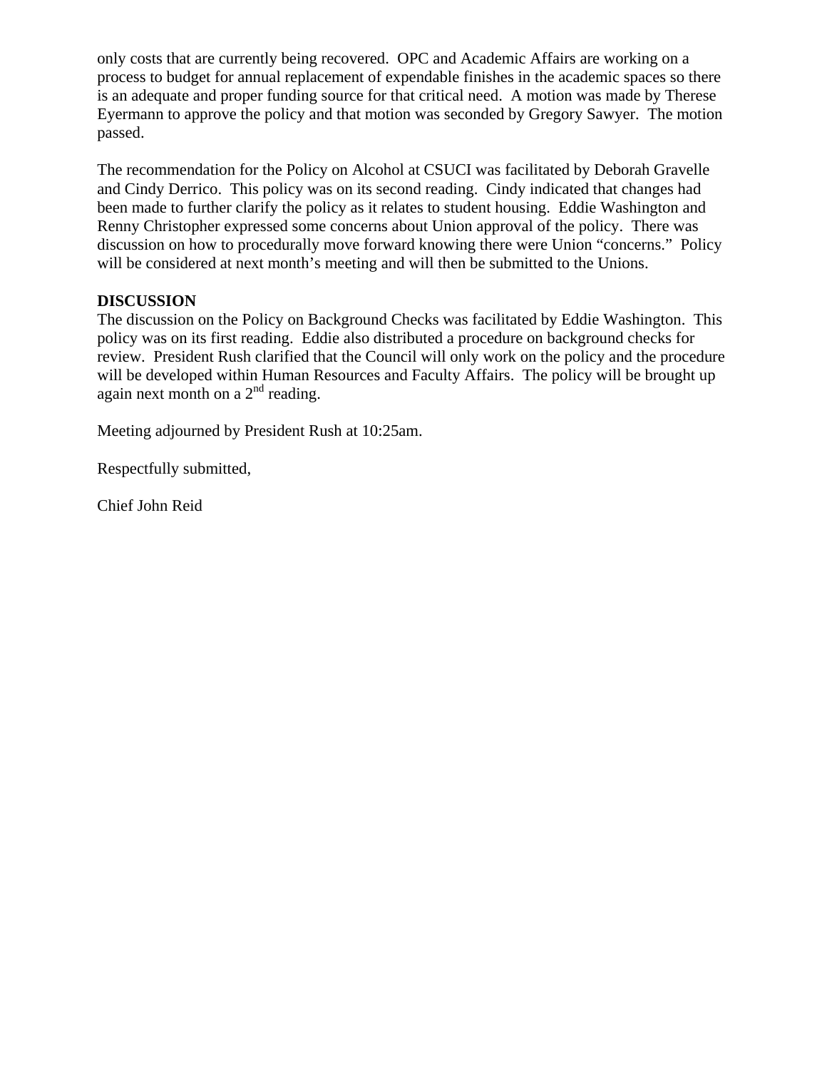only costs that are currently being recovered. OPC and Academic Affairs are working on a process to budget for annual replacement of expendable finishes in the academic spaces so there is an adequate and proper funding source for that critical need. A motion was made by Therese Eyermann to approve the policy and that motion was seconded by Gregory Sawyer. The motion passed.

The recommendation for the Policy on Alcohol at CSUCI was facilitated by Deborah Gravelle and Cindy Derrico. This policy was on its second reading. Cindy indicated that changes had been made to further clarify the policy as it relates to student housing. Eddie Washington and Renny Christopher expressed some concerns about Union approval of the policy. There was discussion on how to procedurally move forward knowing there were Union "concerns." Policy will be considered at next month's meeting and will then be submitted to the Unions.

**DISCUSSION**

The discussion on the Policy on Background Checks was facilitated by Eddie Washington. This policy was on its first reading. Eddie also distributed a procedure on background checks for review. President Rush clarified that the Council will only work on the policy and the procedure will be developed within Human Resources and Faculty Affairs. The policy will be brought up again next month on a 2nd reading.

Meeting adjourned by President Rush at 10:25am.

Respectfully submitted,

Chief John Reid